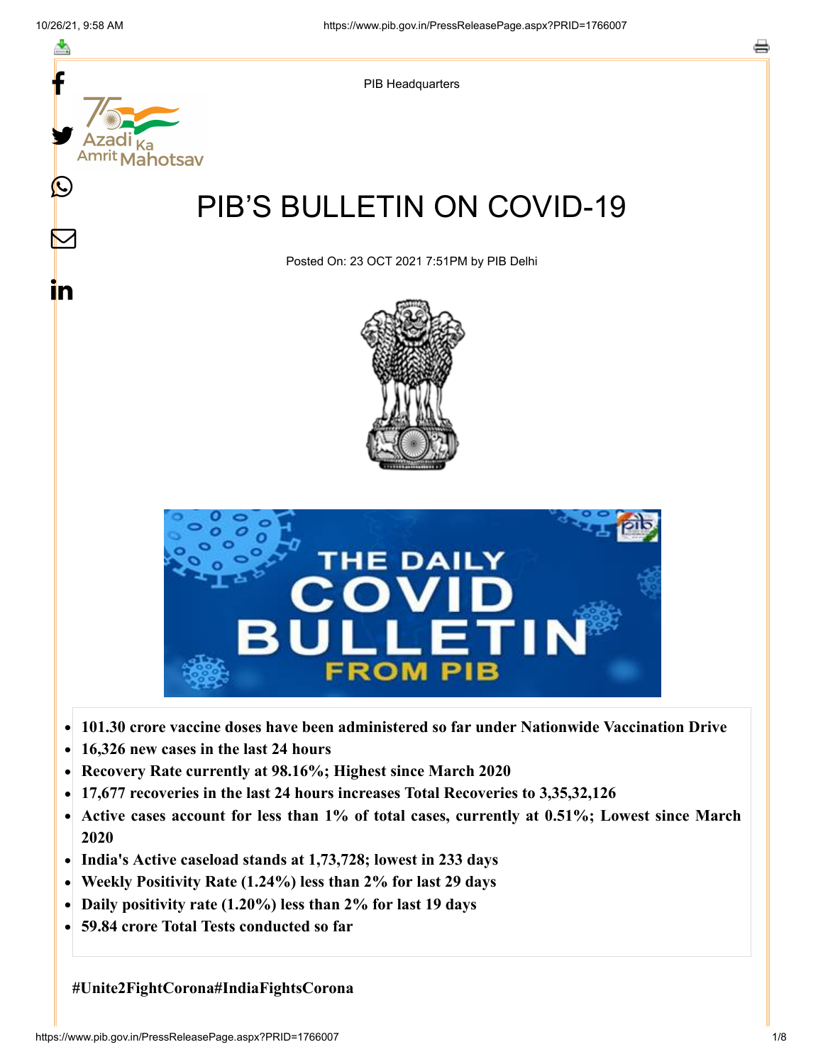PIB Headquarters

# PIB'S BULLETIN ON COVID-19

Posted On: 23 OCT 2021 7:51PM by PIB Delhi

- **101.30 crore vaccine doses have been administered so far under Nationwide Vaccination Drive**
- **16,326 new cases in the last 24 hours**
- **Recovery Rate currently at 98.16%; Highest since March 2020**
- **17,677 recoveries in the last 24 hours increases Total Recoveries to 3,35,32,126**
- **Active cases account for less than 1% of total cases, currently at 0.51%; Lowest since March 2020**
- **India's Active caseload stands at 1,73,728; lowest in 233 days**
- **Weekly Positivity Rate (1.24%) less than 2% for last 29 days**
- **Daily positivity rate (1.20%) less than 2% for last 19 days**
- **59.84 crore Total Tests conducted so far**

**#Unite2FightCorona#IndiaFightsCorona**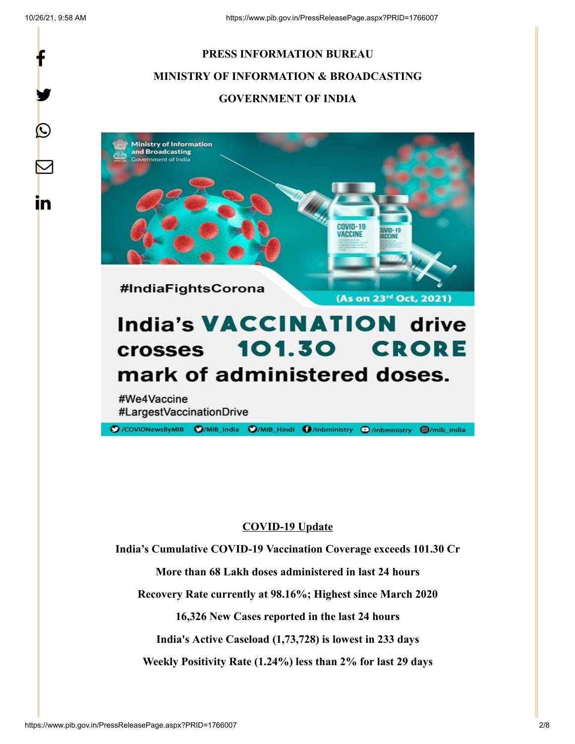**PRESS INFORMATION BUREAU**

**MINISTRY OF INFORMATION & BROADCASTING**

**GOVERNMENT OF INDIA**

#IndiaFightsCorona

(As on 23rd Oct, 2021)

India's VACCINATION drive crosses 101.30 CRORE mark of administered doses.

#We4Vaccine
#LargestVaccinationDrive

## COVID-19 Update

**India's Cumulative COVID-19 Vaccination Coverage exceeds 101.30 Cr**

**More than 68 Lakh doses administered in last 24 hours**

**Recovery Rate currently at 98.16%; Highest since March 2020**

**16,326 New Cases reported in the last 24 hours**

**India's Active Caseload (1,73,728) is lowest in 233 days**

**Weekly Positivity Rate (1.24%) less than 2% for last 29 days**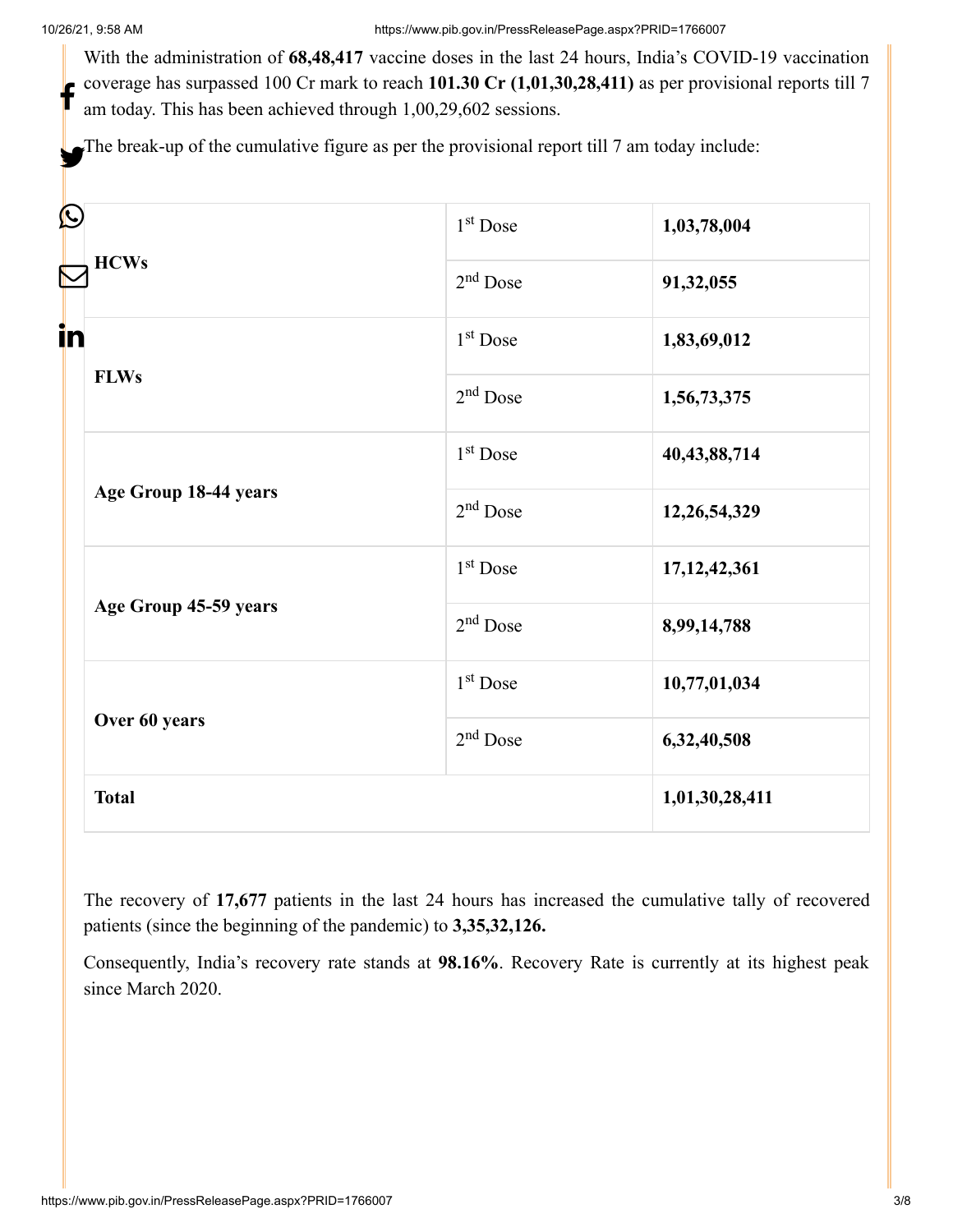With the administration of **68,48,417** vaccine doses in the last 24 hours, India's COVID-19 vaccination coverage has surpassed 100 Cr mark to reach **101.30 Cr (1,01,30,28,411)** as per provisional reports till 7 am today. This has been achieved through 1,00,29,602 sessions.

The break-up of the cumulative figure as per the provisional report till 7 am today include:

| | | |
|---|---|---|
| **HCWs** | 1st Dose | **1,03,78,004** |
| | 2nd Dose | **91,32,055** |
| **FLWs** | 1st Dose | **1,83,69,012** |
| | 2nd Dose | **1,56,73,375** |
| **Age Group 18-44 years** | 1st Dose | **40,43,88,714** |
| | 2nd Dose | **12,26,54,329** |
| **Age Group 45-59 years** | 1st Dose | **17,12,42,361** |
| | 2nd Dose | **8,99,14,788** |
| **Over 60 years** | 1st Dose | **10,77,01,034** |
| | 2nd Dose | **6,32,40,508** |
| **Total** | | **1,01,30,28,411** |

The recovery of **17,677** patients in the last 24 hours has increased the cumulative tally of recovered patients (since the beginning of the pandemic) to **3,35,32,126.**

Consequently, India's recovery rate stands at **98.16%**. Recovery Rate is currently at its highest peak since March 2020.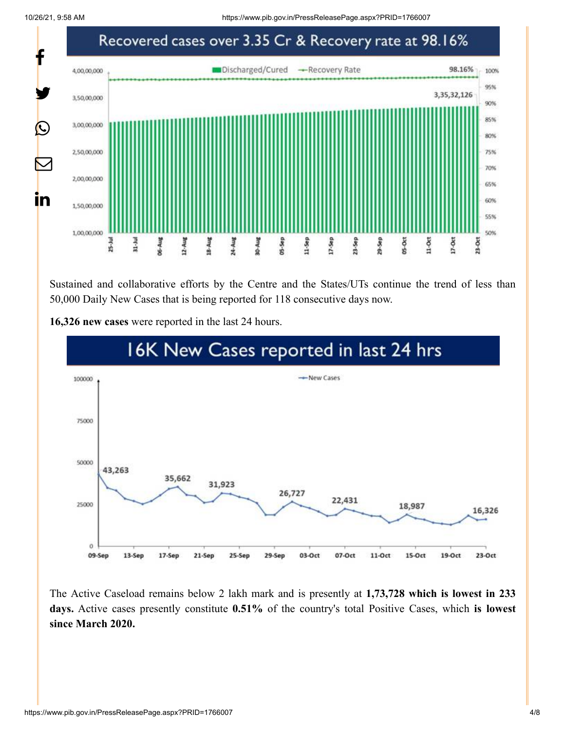## Recovered cases over 3.35 Cr & Recovery rate at 98.16%

Sustained and collaborative efforts by the Centre and the States/UTs continue the trend of less than 50,000 Daily New Cases that is being reported for 118 consecutive days now.

**16,326 new cases** were reported in the last 24 hours.

## 16K New Cases reported in last 24 hrs

The Active Caseload remains below 2 lakh mark and is presently at **1,73,728 which is lowest in 233 days.** Active cases presently constitute **0.51%** of the country's total Positive Cases, which **is lowest since March 2020.**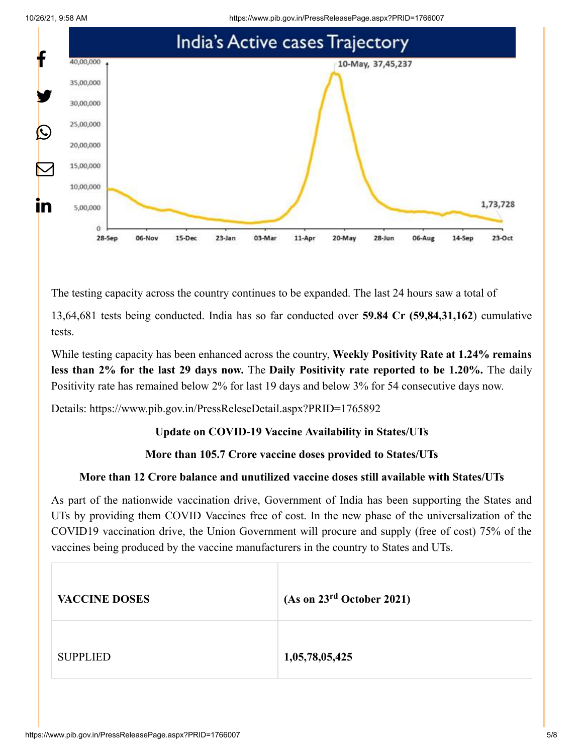## India's Active cases Trajectory

The testing capacity across the country continues to be expanded. The last 24 hours saw a total of 13,64,681 tests being conducted. India has so far conducted over **59.84 Cr (59,84,31,162**) cumulative tests.

While testing capacity has been enhanced across the country, **Weekly Positivity Rate at 1.24% remains less than 2% for the last 29 days now.** The **Daily Positivity rate reported to be 1.20%.** The daily Positivity rate has remained below 2% for last 19 days and below 3% for 54 consecutive days now.

Details: https://www.pib.gov.in/PressReleseDetail.aspx?PRID=1765892

**Update on COVID-19 Vaccine Availability in States/UTs**

**More than 105.7 Crore vaccine doses provided to States/UTs**

**More than 12 Crore balance and unutilized vaccine doses still available with States/UTs**

As part of the nationwide vaccination drive, Government of India has been supporting the States and UTs by providing them COVID Vaccines free of cost. In the new phase of the universalization of the COVID19 vaccination drive, the Union Government will procure and supply (free of cost) 75% of the vaccines being produced by the vaccine manufacturers in the country to States and UTs.

| **VACCINE DOSES** | **(As on 23rd October 2021)** |
|---|---|
| SUPPLIED | **1,05,78,05,425** |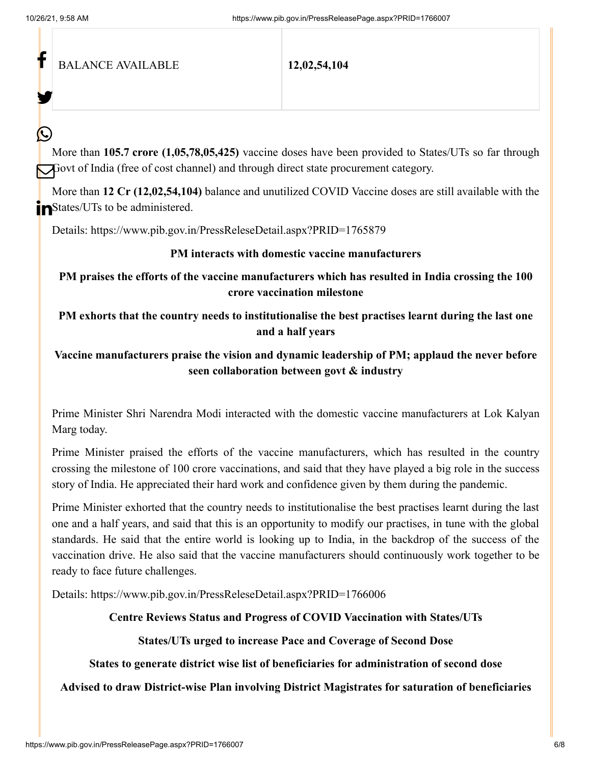| BALANCE AVAILABLE | 12,02,54,104 |
|---|---|

More than **105.7 crore (1,05,78,05,425)** vaccine doses have been provided to States/UTs so far through Govt of India (free of cost channel) and through direct state procurement category.

More than **12 Cr (12,02,54,104)** balance and unutilized COVID Vaccine doses are still available with the States/UTs to be administered.

Details: https://www.pib.gov.in/PressReleseDetail.aspx?PRID=1765879

**PM interacts with domestic vaccine manufacturers**

**PM praises the efforts of the vaccine manufacturers which has resulted in India crossing the 100 crore vaccination milestone**

**PM exhorts that the country needs to institutionalise the best practises learnt during the last one and a half years**

**Vaccine manufacturers praise the vision and dynamic leadership of PM; applaud the never before seen collaboration between govt & industry**

Prime Minister Shri Narendra Modi interacted with the domestic vaccine manufacturers at Lok Kalyan Marg today.

Prime Minister praised the efforts of the vaccine manufacturers, which has resulted in the country crossing the milestone of 100 crore vaccinations, and said that they have played a big role in the success story of India. He appreciated their hard work and confidence given by them during the pandemic.

Prime Minister exhorted that the country needs to institutionalise the best practises learnt during the last one and a half years, and said that this is an opportunity to modify our practises, in tune with the global standards. He said that the entire world is looking up to India, in the backdrop of the success of the vaccination drive. He also said that the vaccine manufacturers should continuously work together to be ready to face future challenges.

Details: https://www.pib.gov.in/PressReleseDetail.aspx?PRID=1766006

**Centre Reviews Status and Progress of COVID Vaccination with States/UTs**

**States/UTs urged to increase Pace and Coverage of Second Dose**

**States to generate district wise list of beneficiaries for administration of second dose**

**Advised to draw District-wise Plan involving District Magistrates for saturation of beneficiaries**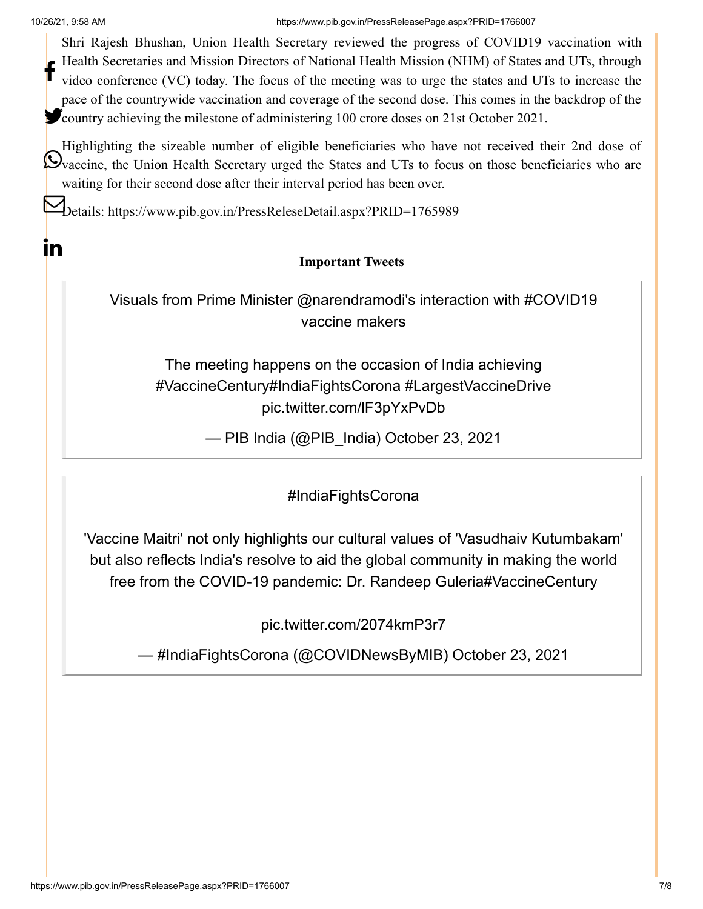Shri Rajesh Bhushan, Union Health Secretary reviewed the progress of COVID19 vaccination with Health Secretaries and Mission Directors of National Health Mission (NHM) of States and UTs, through video conference (VC) today. The focus of the meeting was to urge the states and UTs to increase the pace of the countrywide vaccination and coverage of the second dose. This comes in the backdrop of the country achieving the milestone of administering 100 crore doses on 21st October 2021.

Highlighting the sizeable number of eligible beneficiaries who have not received their 2nd dose of vaccine, the Union Health Secretary urged the States and UTs to focus on those beneficiaries who are waiting for their second dose after their interval period has been over.

Details: https://www.pib.gov.in/PressReleseDetail.aspx?PRID=1765989

**Important Tweets**

> Visuals from Prime Minister @narendramodi's interaction with #COVID19 vaccine makers
>
> The meeting happens on the occasion of India achieving #VaccineCentury#IndiaFightsCorona #LargestVaccineDrive pic.twitter.com/lF3pYxPvDb
>
> — PIB India (@PIB_India) October 23, 2021

> #IndiaFightsCorona
>
> 'Vaccine Maitri' not only highlights our cultural values of 'Vasudhaiv Kutumbakam' but also reflects India's resolve to aid the global community in making the world free from the COVID-19 pandemic: Dr. Randeep Guleria#VaccineCentury
>
> pic.twitter.com/2074kmP3r7
>
> — #IndiaFightsCorona (@COVIDNewsByMIB) October 23, 2021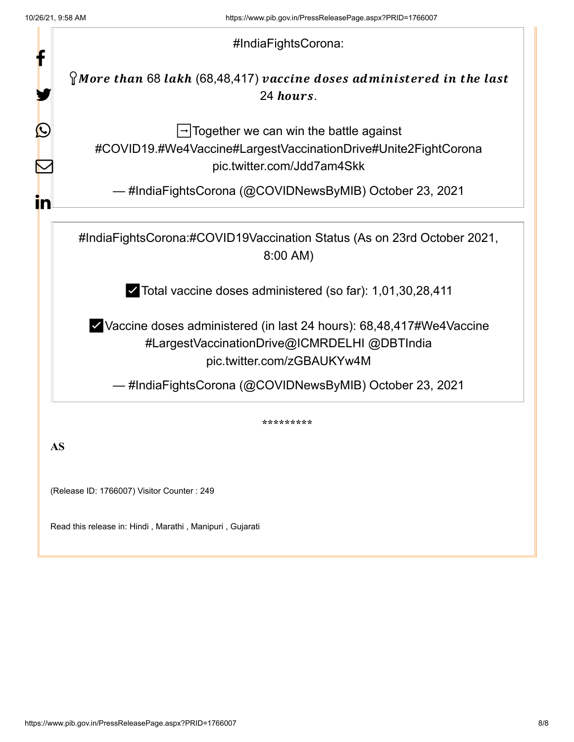#IndiaFightsCorona:

*More than* 68 *lakh* (68,48,417) *vaccine doses administered in the last* 24 *hours*.

Together we can win the battle against #COVID19.#We4Vaccine#LargestVaccinationDrive#Unite2FightCorona pic.twitter.com/Jdd7am4Skk

— #IndiaFightsCorona (@COVIDNewsByMIB) October 23, 2021

#IndiaFightsCorona:#COVID19Vaccination Status (As on 23rd October 2021, 8:00 AM)

✅ Total vaccine doses administered (so far): 1,01,30,28,411

✅ Vaccine doses administered (in last 24 hours): 68,48,417#We4Vaccine #LargestVaccinationDrive@ICMRDELHI @DBTIndia pic.twitter.com/zGBAUKYw4M

— #IndiaFightsCorona (@COVIDNewsByMIB) October 23, 2021

*********

**AS**

(Release ID: 1766007) Visitor Counter : 249

Read this release in: Hindi , Marathi , Manipuri , Gujarati